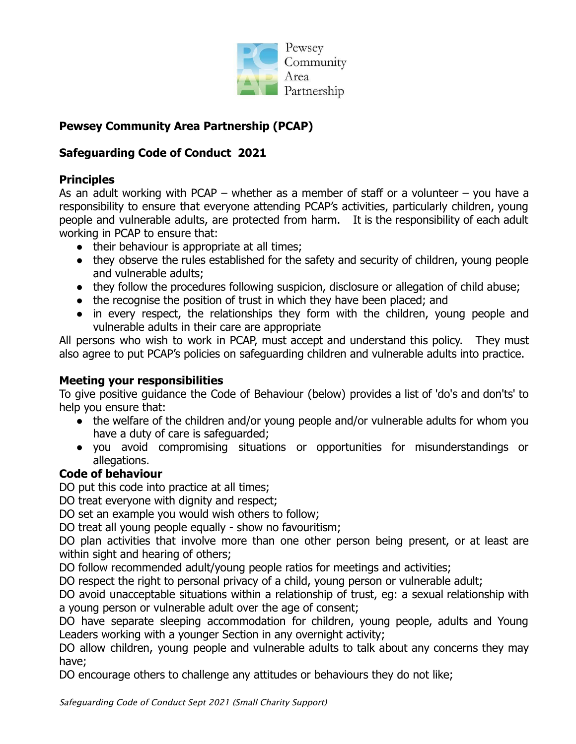# Pewsey Community Area Partnership (PCAP)

## Safeguarding Code of Conduct 2021

### Principles

As an adult working with PCAP – whether as a member of staff or a volunteer – you have a responsibility to ensure that everyone attending PCAP's activities, particularly children, young people and vulnerable adults, are protected from harm. It is the responsibility of each adult working in PCAP to ensure that:

- their behaviour is appropriate at all times;
- they observe the rules established for the safety and security of children, young people and vulnerable adults;
- they follow the procedures following suspicion, disclosure or allegation of child abuse;
- the recognise the position of trust in which they have been placed; and
- in every respect, the relationships they form with the children, young people and vulnerable adults in their care are appropriate

All persons who wish to work in PCAP, must accept and understand this policy. They must also agree to put PCAP's policies on safeguarding children and vulnerable adults into practice.

### Meeting your responsibilities

To give positive guidance the Code of Behaviour (below) provides a list of 'do's and don'ts' to help you ensure that:

- the welfare of the children and/or young people and/or vulnerable adults for whom you have a duty of care is safeguarded;
- you avoid compromising situations or opportunities for misunderstandings or allegations.

### Code of behaviour

DO put this code into practice at all times;

DO treat everyone with dignity and respect;

DO set an example you would wish others to follow;

DO treat all young people equally - show no favouritism;

DO plan activities that involve more than one other person being present, or at least are within sight and hearing of others;

DO follow recommended adult/young people ratios for meetings and activities;

DO respect the right to personal privacy of a child, young person or vulnerable adult;

DO avoid unacceptable situations within a relationship of trust, eg: a sexual relationship with a young person or vulnerable adult over the age of consent;

DO have separate sleeping accommodation for children, young people, adults and Young Leaders working with a younger Section in any overnight activity;

DO allow children, young people and vulnerable adults to talk about any concerns they may have;

DO encourage others to challenge any attitudes or behaviours they do not like;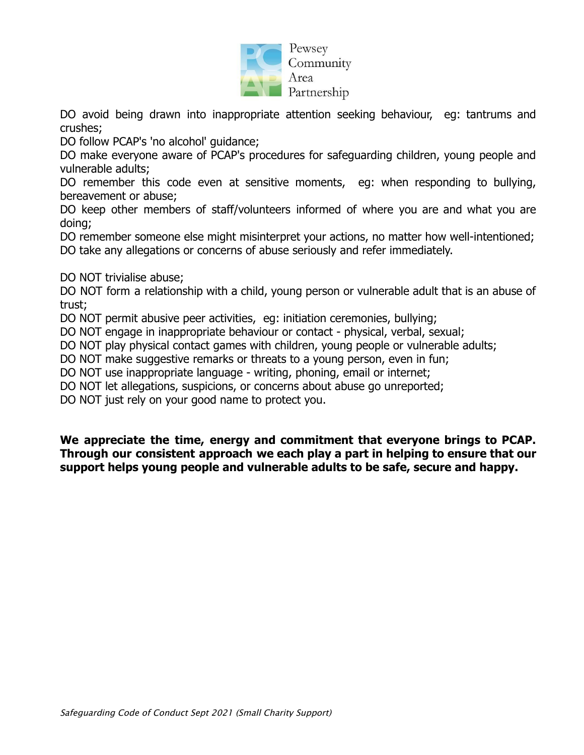DO avoid being drawn into inappropriate attention seeking behaviour, eg: tantrums and crushes;
DO follow PCAP's 'no alcohol' guidance;
DO make everyone aware of PCAP's procedures for safeguarding children, young people and vulnerable adults;
DO remember this code even at sensitive moments, eg: when responding to bullying, bereavement or abuse;
DO keep other members of staff/volunteers informed of where you are and what you are doing;
DO remember someone else might misinterpret your actions, no matter how well-intentioned;
DO take any allegations or concerns of abuse seriously and refer immediately.

DO NOT trivialise abuse;
DO NOT form a relationship with a child, young person or vulnerable adult that is an abuse of trust;
DO NOT permit abusive peer activities, eg: initiation ceremonies, bullying;
DO NOT engage in inappropriate behaviour or contact - physical, verbal, sexual;
DO NOT play physical contact games with children, young people or vulnerable adults;
DO NOT make suggestive remarks or threats to a young person, even in fun;
DO NOT use inappropriate language - writing, phoning, email or internet;
DO NOT let allegations, suspicions, or concerns about abuse go unreported;
DO NOT just rely on your good name to protect you.

**We appreciate the time, energy and commitment that everyone brings to PCAP. Through our consistent approach we each play a part in helping to ensure that our support helps young people and vulnerable adults to be safe, secure and happy.**